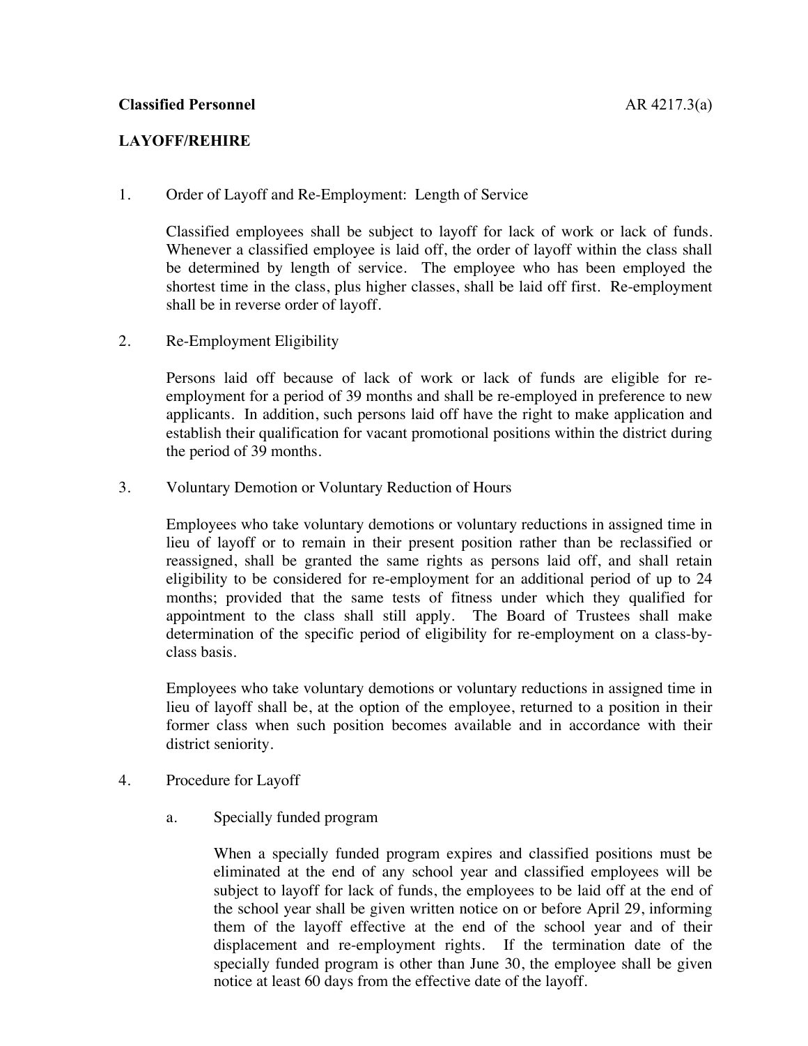**Classified Personnel** AR 4217.3(a)

**LAYOFF/REHIRE**

1. Order of Layoff and Re-Employment: Length of Service

   Classified employees shall be subject to layoff for lack of work or lack of funds. Whenever a classified employee is laid off, the order of layoff within the class shall be determined by length of service. The employee who has been employed the shortest time in the class, plus higher classes, shall be laid off first. Re-employment shall be in reverse order of layoff.

2. Re-Employment Eligibility

   Persons laid off because of lack of work or lack of funds are eligible for re-employment for a period of 39 months and shall be re-employed in preference to new applicants. In addition, such persons laid off have the right to make application and establish their qualification for vacant promotional positions within the district during the period of 39 months.

3. Voluntary Demotion or Voluntary Reduction of Hours

   Employees who take voluntary demotions or voluntary reductions in assigned time in lieu of layoff or to remain in their present position rather than be reclassified or reassigned, shall be granted the same rights as persons laid off, and shall retain eligibility to be considered for re-employment for an additional period of up to 24 months; provided that the same tests of fitness under which they qualified for appointment to the class shall still apply. The Board of Trustees shall make determination of the specific period of eligibility for re-employment on a class-by-class basis.

   Employees who take voluntary demotions or voluntary reductions in assigned time in lieu of layoff shall be, at the option of the employee, returned to a position in their former class when such position becomes available and in accordance with their district seniority.

4. Procedure for Layoff

   a. Specially funded program

      When a specially funded program expires and classified positions must be eliminated at the end of any school year and classified employees will be subject to layoff for lack of funds, the employees to be laid off at the end of the school year shall be given written notice on or before April 29, informing them of the layoff effective at the end of the school year and of their displacement and re-employment rights. If the termination date of the specially funded program is other than June 30, the employee shall be given notice at least 60 days from the effective date of the layoff.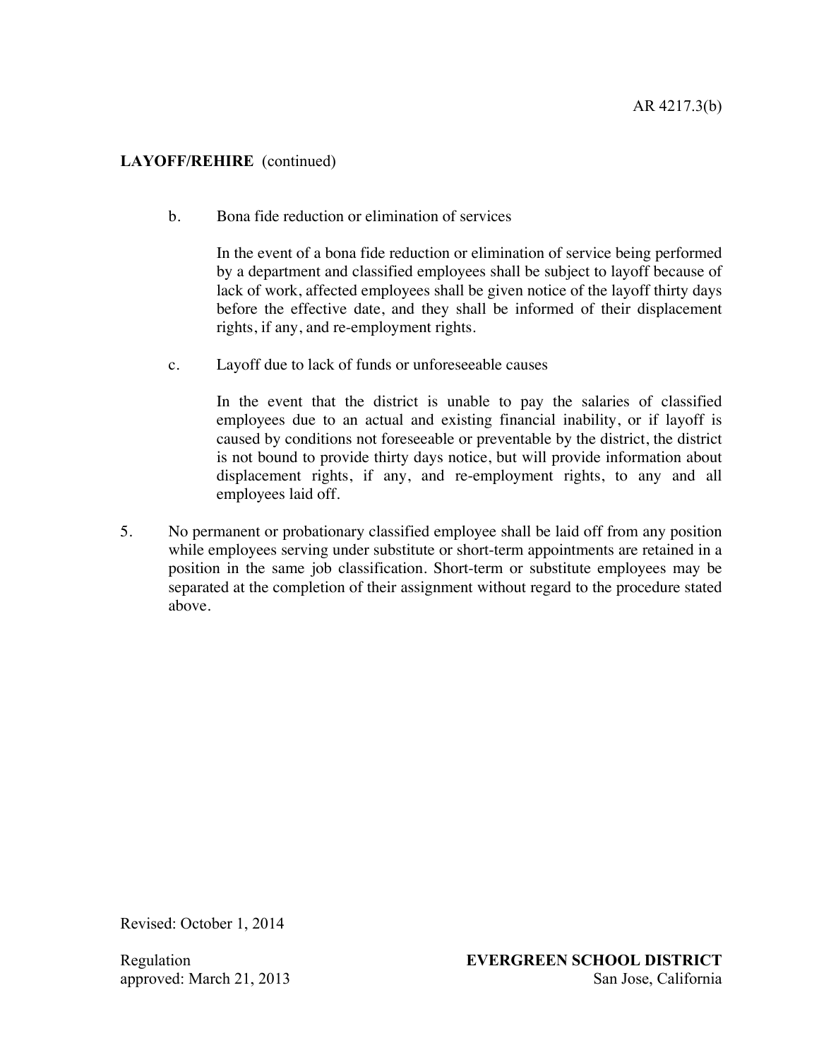**LAYOFF/REHIRE** (continued)

b. Bona fide reduction or elimination of services

In the event of a bona fide reduction or elimination of service being performed by a department and classified employees shall be subject to layoff because of lack of work, affected employees shall be given notice of the layoff thirty days before the effective date, and they shall be informed of their displacement rights, if any, and re-employment rights.

c. Layoff due to lack of funds or unforeseeable causes

In the event that the district is unable to pay the salaries of classified employees due to an actual and existing financial inability, or if layoff is caused by conditions not foreseeable or preventable by the district, the district is not bound to provide thirty days notice, but will provide information about displacement rights, if any, and re-employment rights, to any and all employees laid off.

5. No permanent or probationary classified employee shall be laid off from any position while employees serving under substitute or short-term appointments are retained in a position in the same job classification. Short-term or substitute employees may be separated at the completion of their assignment without regard to the procedure stated above.

Revised: October 1, 2014

Regulation approved: March 21, 2013

**EVERGREEN SCHOOL DISTRICT**
San Jose, California